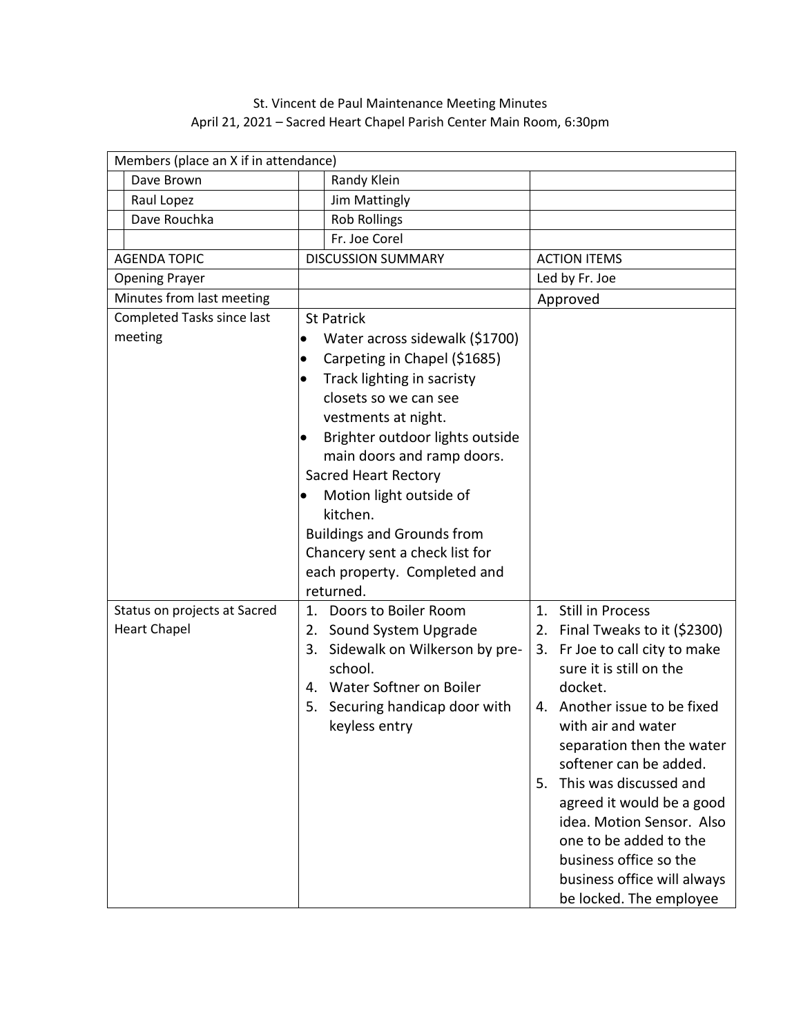St. Vincent de Paul Maintenance Meeting Minutes

April 21, 2021 – Sacred Heart Chapel Parish Center Main Room, 6:30pm

| Members (place an X if in attendance) | | | | |
|---|---|---|---|---|
| | Dave Brown | | Randy Klein | |
| | Raul Lopez | | Jim Mattingly | |
| | Dave Rouchka | | Rob Rollings | |
| | | | Fr. Joe Corel | |

| AGENDA TOPIC | DISCUSSION SUMMARY | ACTION ITEMS |
|---|---|---|
| Opening Prayer | | Led by Fr. Joe |
| Minutes from last meeting | | Approved |
| Completed Tasks since last meeting | St Patrick<br>• Water across sidewalk ($1700)<br>• Carpeting in Chapel ($1685)<br>• Track lighting in sacristy closets so we can see vestments at night.<br>• Brighter outdoor lights outside main doors and ramp doors.<br>Sacred Heart Rectory<br>• Motion light outside of kitchen.<br>Buildings and Grounds from Chancery sent a check list for each property. Completed and returned. | |
| Status on projects at Sacred Heart Chapel | 1. Doors to Boiler Room<br>2. Sound System Upgrade<br>3. Sidewalk on Wilkerson by pre-school.<br>4. Water Softner on Boiler<br>5. Securing handicap door with keyless entry | 1. Still in Process<br>2. Final Tweaks to it ($2300)<br>3. Fr Joe to call city to make sure it is still on the docket.<br>4. Another issue to be fixed with air and water separation then the water softener can be added.<br>5. This was discussed and agreed it would be a good idea. Motion Sensor. Also one to be added to the business office so the business office will always be locked. The employee |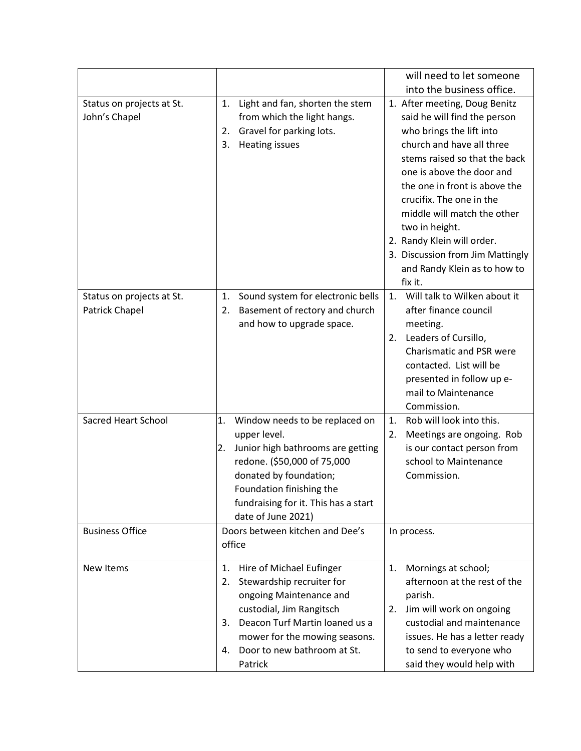| | | |
|---|---|---|
| | | will need to let someone into the business office. |
| Status on projects at St. John's Chapel | 1. Light and fan, shorten the stem from which the light hangs.<br>2. Gravel for parking lots.<br>3. Heating issues | 1. After meeting, Doug Benitz said he will find the person who brings the lift into church and have all three stems raised so that the back one is above the door and the one in front is above the crucifix. The one in the middle will match the other two in height.<br>2. Randy Klein will order.<br>3. Discussion from Jim Mattingly and Randy Klein as to how to fix it. |
| Status on projects at St. Patrick Chapel | 1. Sound system for electronic bells<br>2. Basement of rectory and church and how to upgrade space. | 1. Will talk to Wilken about it after finance council meeting.<br>2. Leaders of Cursillo, Charismatic and PSR were contacted. List will be presented in follow up e-mail to Maintenance Commission. |
| Sacred Heart School | 1. Window needs to be replaced on upper level.<br>2. Junior high bathrooms are getting redone. ($50,000 of 75,000 donated by foundation; Foundation finishing the fundraising for it. This has a start date of June 2021) | 1. Rob will look into this.<br>2. Meetings are ongoing. Rob is our contact person from school to Maintenance Commission. |
| Business Office | Doors between kitchen and Dee's office | In process. |
| New Items | 1. Hire of Michael Eufinger<br>2. Stewardship recruiter for ongoing Maintenance and custodial, Jim Rangitsch<br>3. Deacon Turf Martin loaned us a mower for the mowing seasons.<br>4. Door to new bathroom at St. Patrick | 1. Mornings at school; afternoon at the rest of the parish.<br>2. Jim will work on ongoing custodial and maintenance issues. He has a letter ready to send to everyone who said they would help with |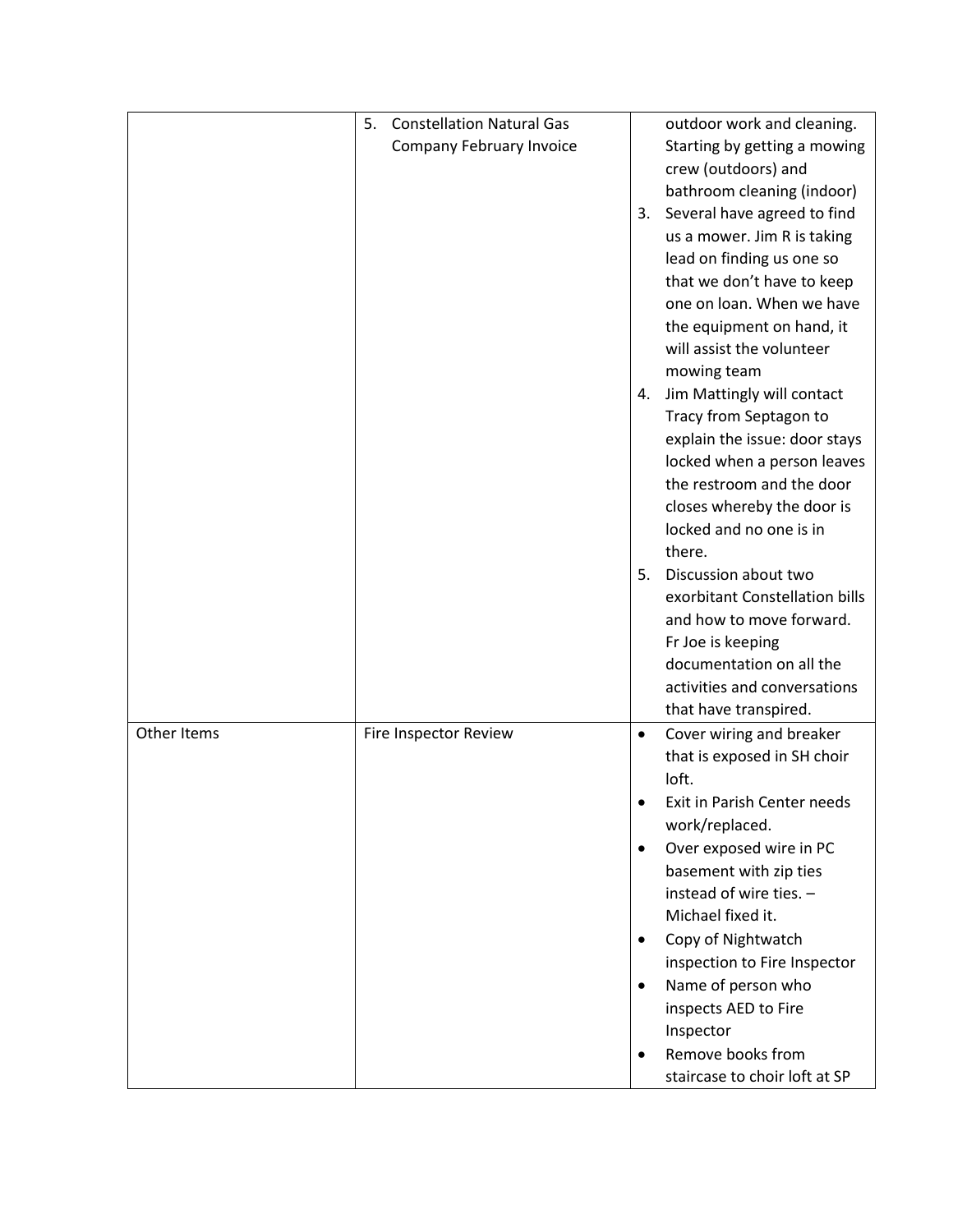| | | |
|---|---|---|
| | 5. Constellation Natural Gas Company February Invoice | outdoor work and cleaning. Starting by getting a mowing crew (outdoors) and bathroom cleaning (indoor)<br>3. Several have agreed to find us a mower. Jim R is taking lead on finding us one so that we don't have to keep one on loan. When we have the equipment on hand, it will assist the volunteer mowing team<br>4. Jim Mattingly will contact Tracy from Septagon to explain the issue: door stays locked when a person leaves the restroom and the door closes whereby the door is locked and no one is in there.<br>5. Discussion about two exorbitant Constellation bills and how to move forward. Fr Joe is keeping documentation on all the activities and conversations that have transpired. |
| Other Items | Fire Inspector Review | • Cover wiring and breaker that is exposed in SH choir loft.<br>• Exit in Parish Center needs work/replaced.<br>• Over exposed wire in PC basement with zip ties instead of wire ties. – Michael fixed it.<br>• Copy of Nightwatch inspection to Fire Inspector<br>• Name of person who inspects AED to Fire Inspector<br>• Remove books from staircase to choir loft at SP |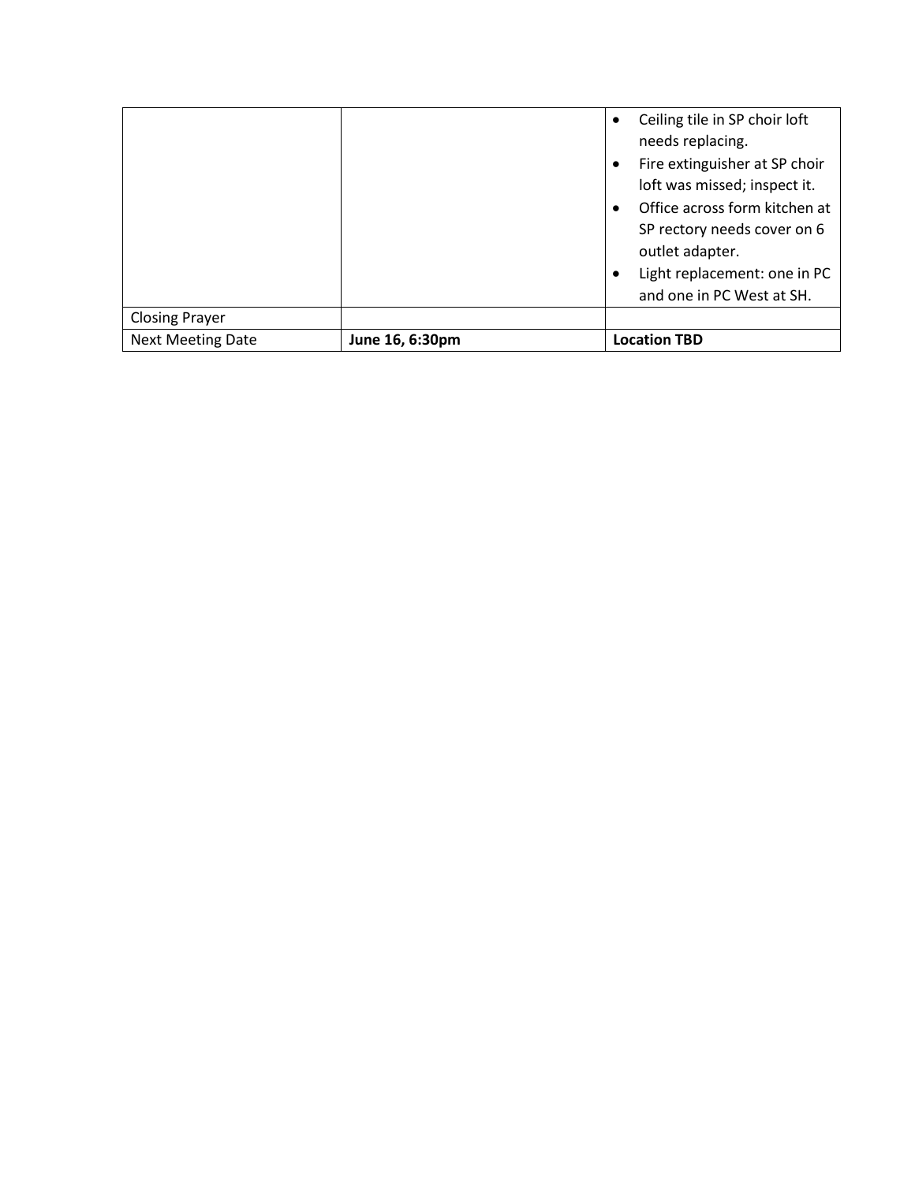| | | |
|---|---|---|
| | | • Ceiling tile in SP choir loft needs replacing.<br>• Fire extinguisher at SP choir loft was missed; inspect it.<br>• Office across form kitchen at SP rectory needs cover on 6 outlet adapter.<br>• Light replacement: one in PC and one in PC West at SH. |
| Closing Prayer | | |
| Next Meeting Date | **June 16, 6:30pm** | **Location TBD** |